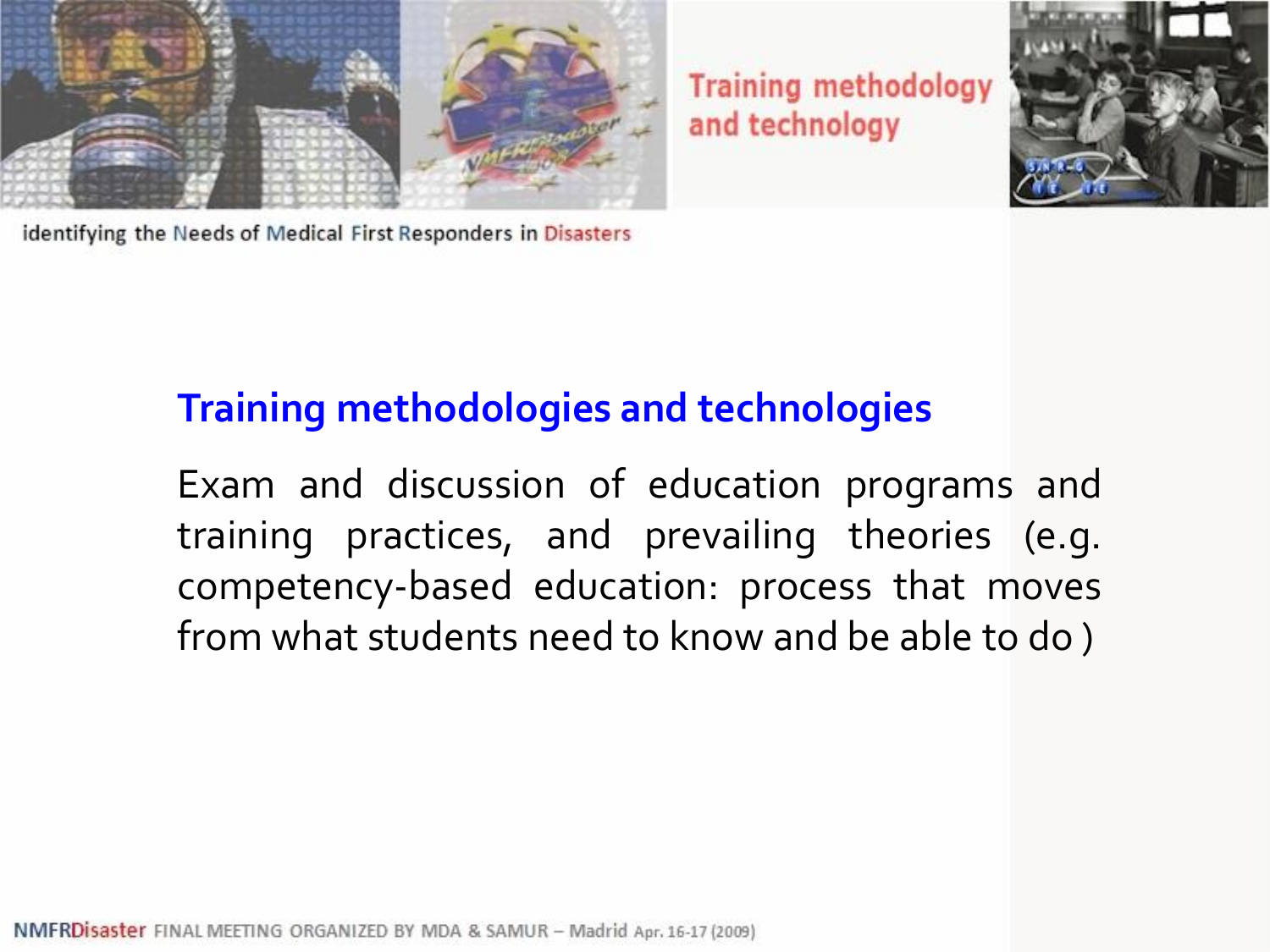# Training methodology and technology

identifying the Needs of Medical First Responders in Disasters

## Training methodologies and technologies

Exam and discussion of education programs and training practices, and prevailing theories (e.g. competency-based education: process that moves from what students need to know and be able to do )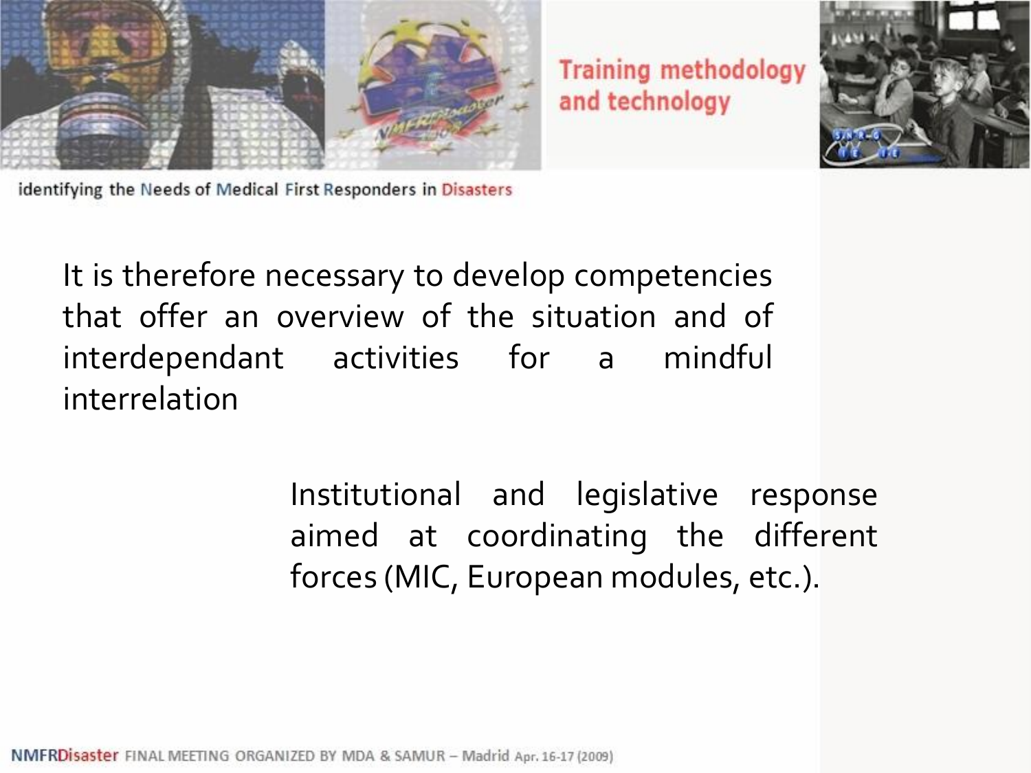It is therefore necessary to develop competencies that offer an overview of the situation and of interdependant activities for a mindful interrelation

Institutional and legislative response aimed at coordinating the different forces (MIC, European modules, etc.).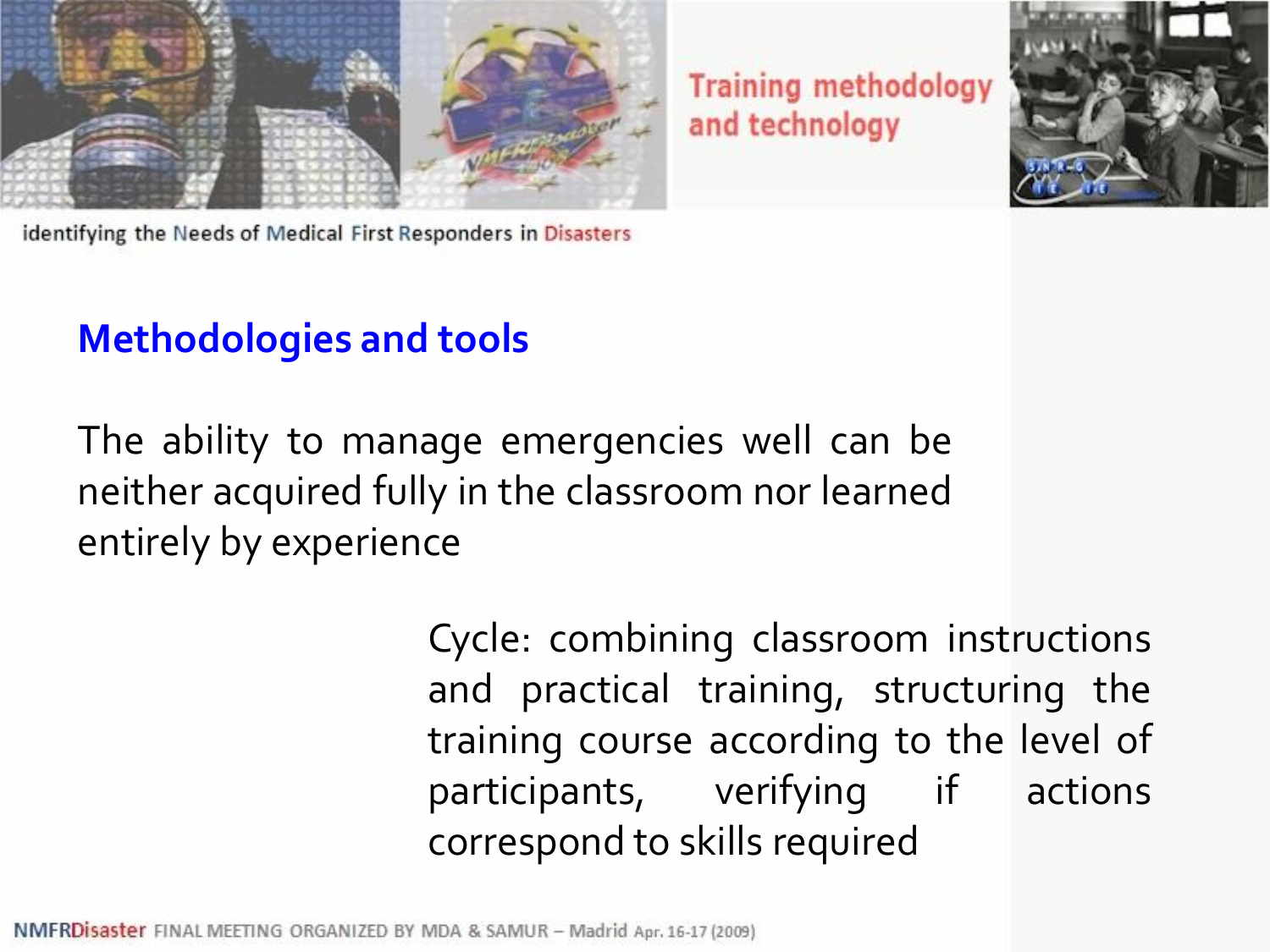## Methodologies and tools

The ability to manage emergencies well can be neither acquired fully in the classroom nor learned entirely by experience

Cycle: combining classroom instructions and practical training, structuring the training course according to the level of participants, verifying if actions correspond to skills required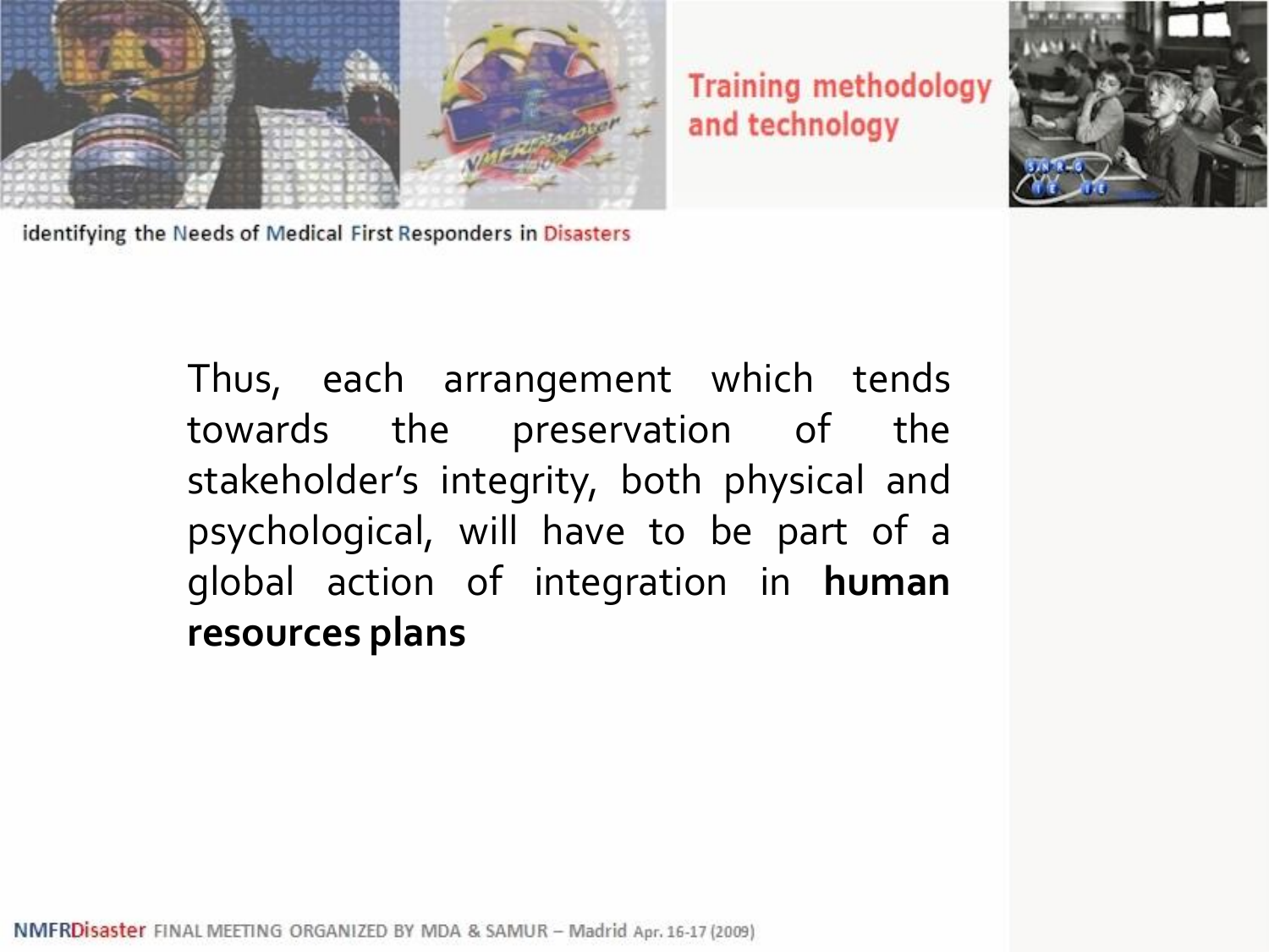Thus, each arrangement which tends towards the preservation of the stakeholder's integrity, both physical and psychological, will have to be part of a global action of integration in **human resources plans**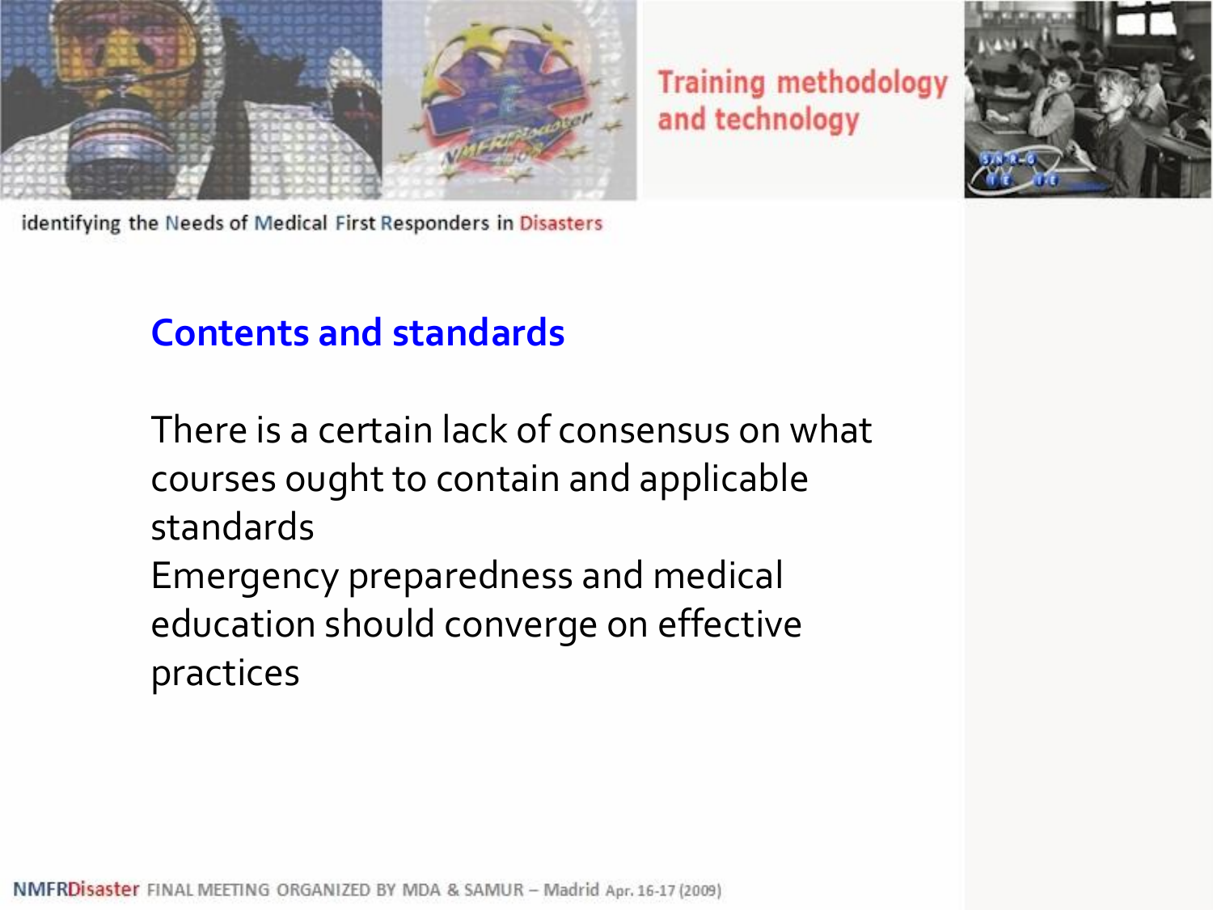# Training methodology and technology

## Contents and standards

There is a certain lack of consensus on what courses ought to contain and applicable standards

Emergency preparedness and medical education should converge on effective practices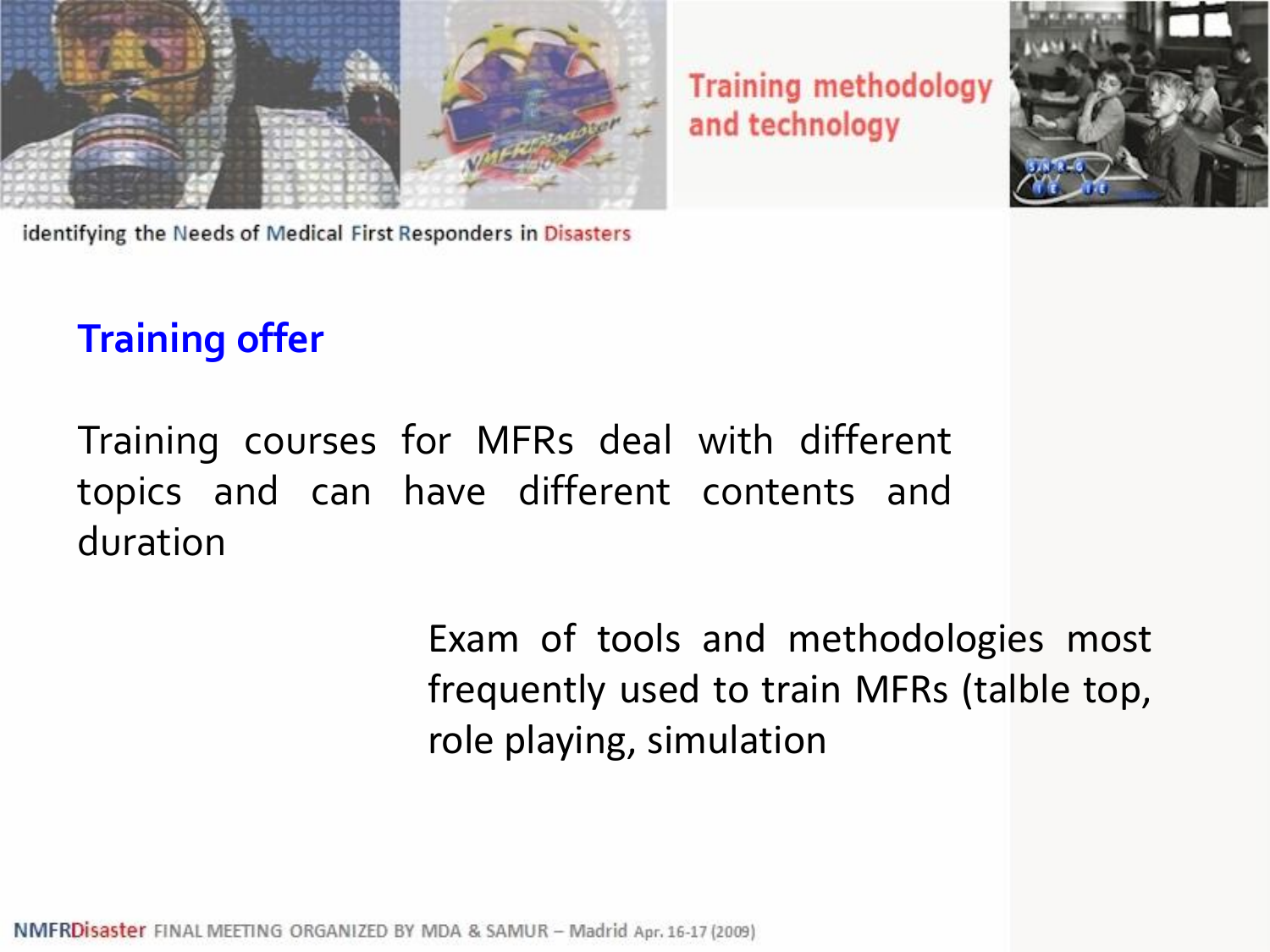## Training offer

Training courses for MFRs deal with different topics and can have different contents and duration

Exam of tools and methodologies most frequently used to train MFRs (talble top, role playing, simulation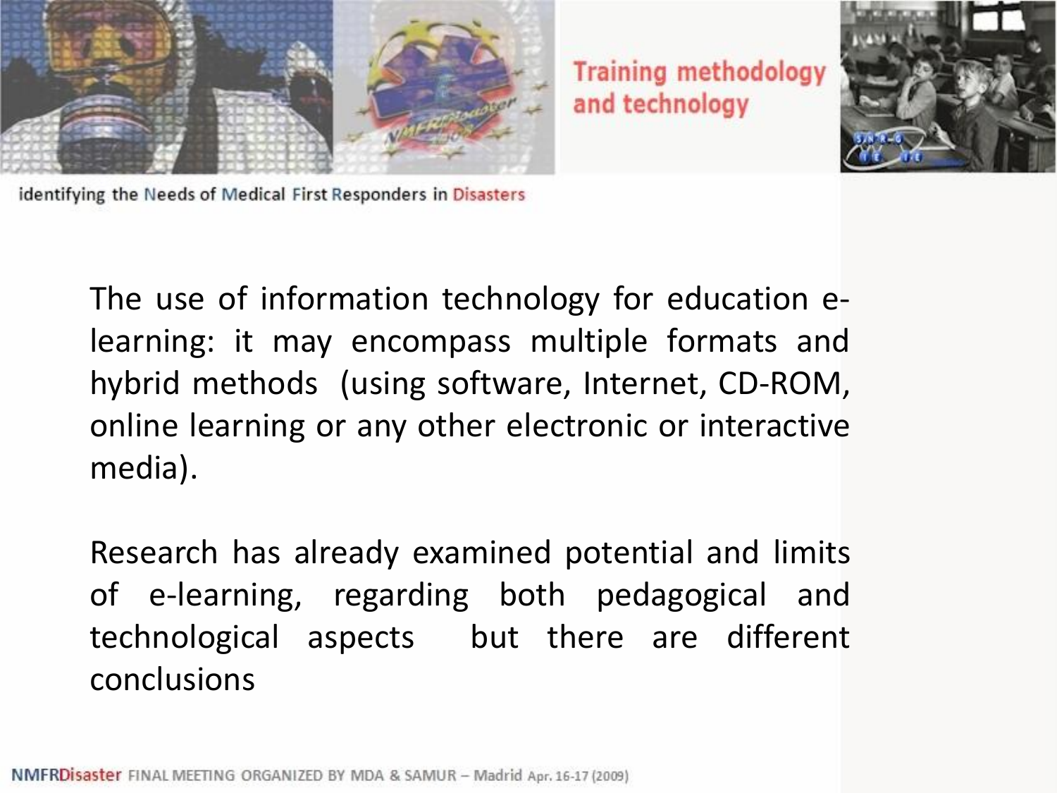## Training methodology and technology

identifying the Needs of Medical First Responders in Disasters

The use of information technology for education e-learning: it may encompass multiple formats and hybrid methods (using software, Internet, CD-ROM, online learning or any other electronic or interactive media).

Research has already examined potential and limits of e-learning, regarding both pedagogical and technological aspects but there are different conclusions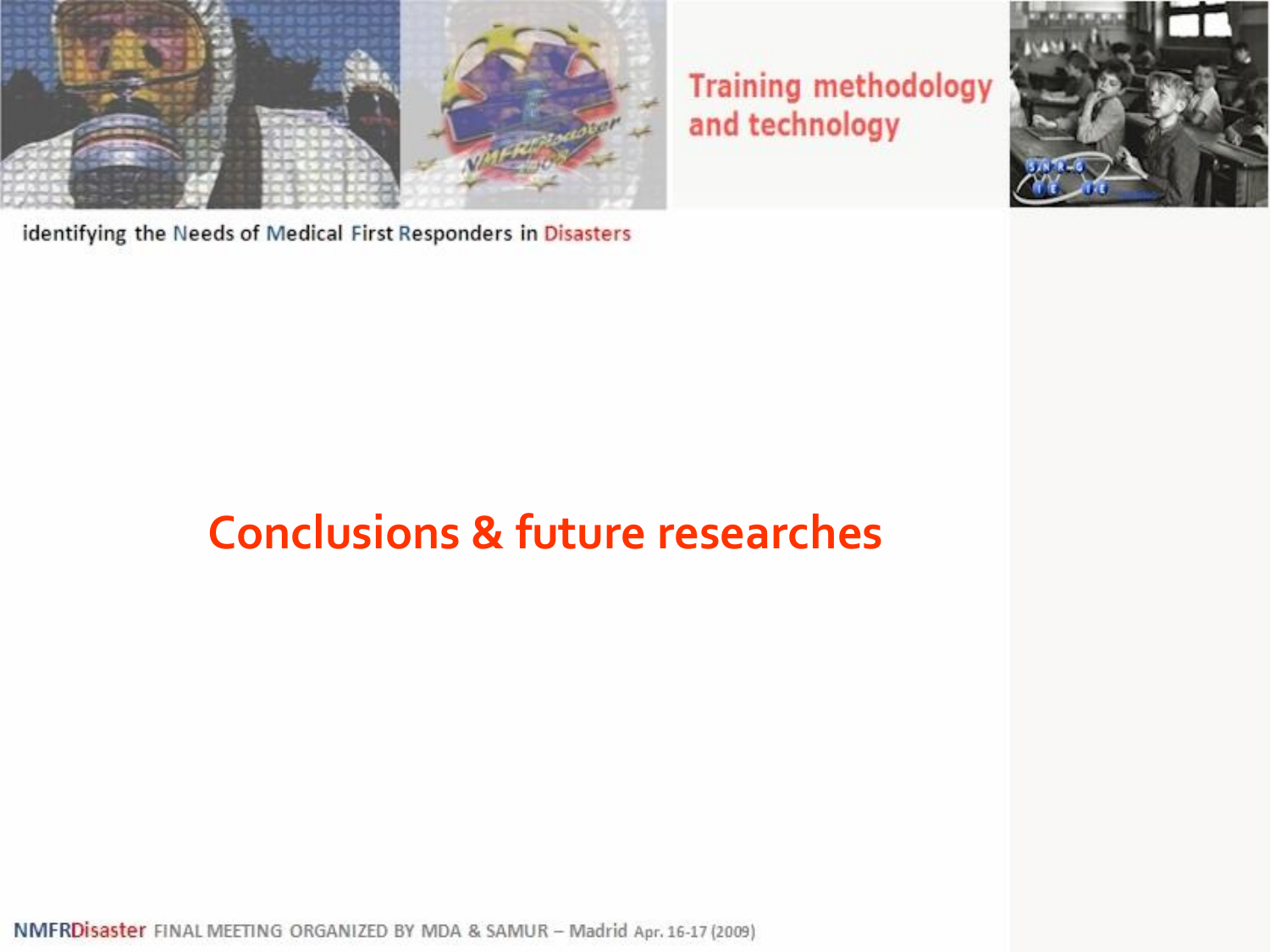# Conclusions & future researches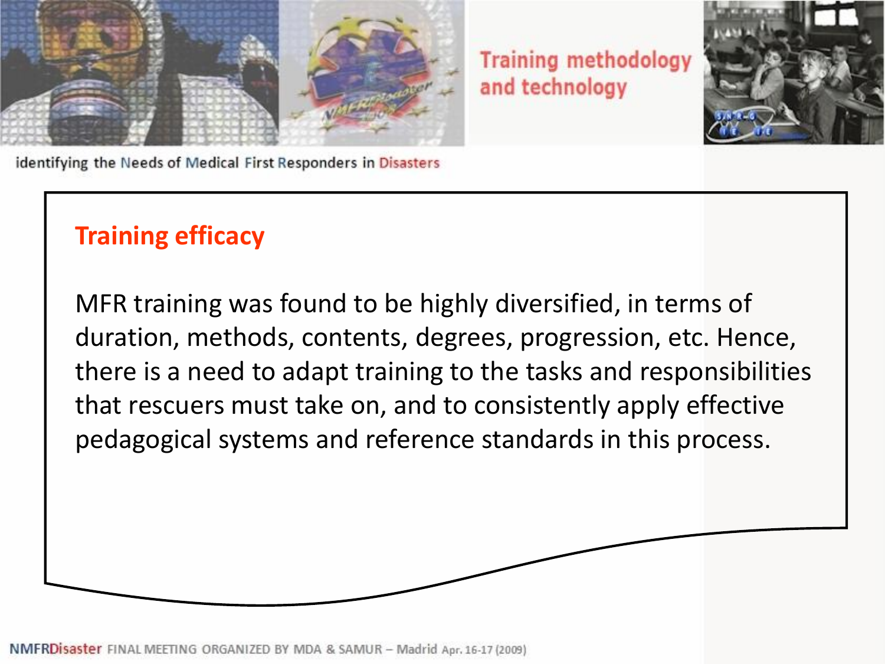## Training methodology and technology

identifying the Needs of Medical First Responders in Disasters

### Training efficacy

MFR training was found to be highly diversified, in terms of duration, methods, contents, degrees, progression, etc. Hence, there is a need to adapt training to the tasks and responsibilities that rescuers must take on, and to consistently apply effective pedagogical systems and reference standards in this process.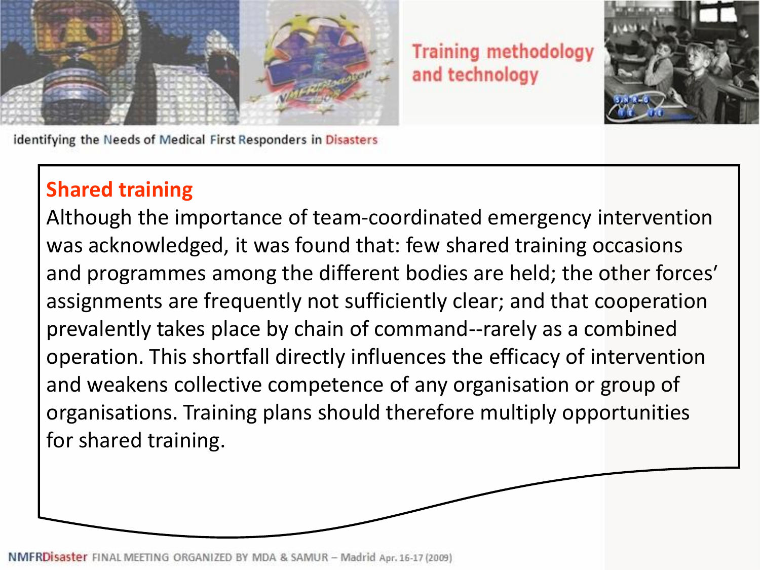## Training methodology and technology

identifying the Needs of Medical First Responders in Disasters

### Shared training

Although the importance of team-coordinated emergency intervention was acknowledged, it was found that: few shared training occasions and programmes among the different bodies are held; the other forces' assignments are frequently not sufficiently clear; and that cooperation prevalently takes place by chain of command--rarely as a combined operation. This shortfall directly influences the efficacy of intervention and weakens collective competence of any organisation or group of organisations. Training plans should therefore multiply opportunities for shared training.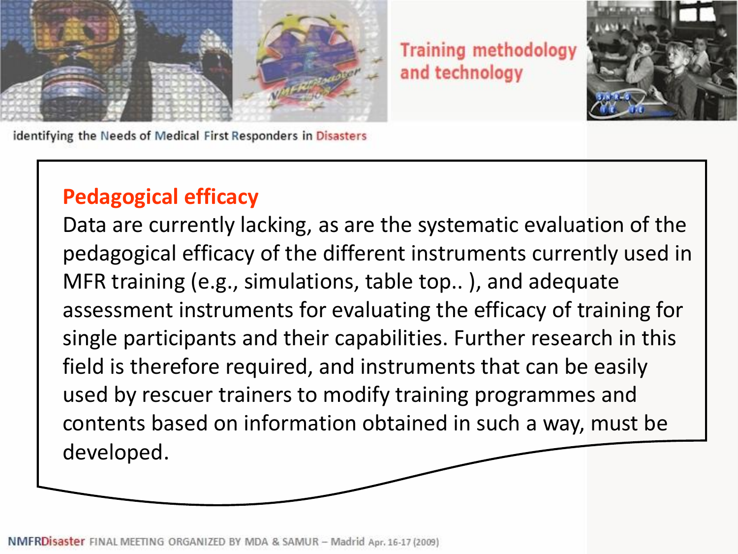## Training methodology and technology

identifying the Needs of Medical First Responders in Disasters

### Pedagogical efficacy

Data are currently lacking, as are the systematic evaluation of the pedagogical efficacy of the different instruments currently used in MFR training (e.g., simulations, table top.. ), and adequate assessment instruments for evaluating the efficacy of training for single participants and their capabilities. Further research in this field is therefore required, and instruments that can be easily used by rescuer trainers to modify training programmes and contents based on information obtained in such a way, must be developed.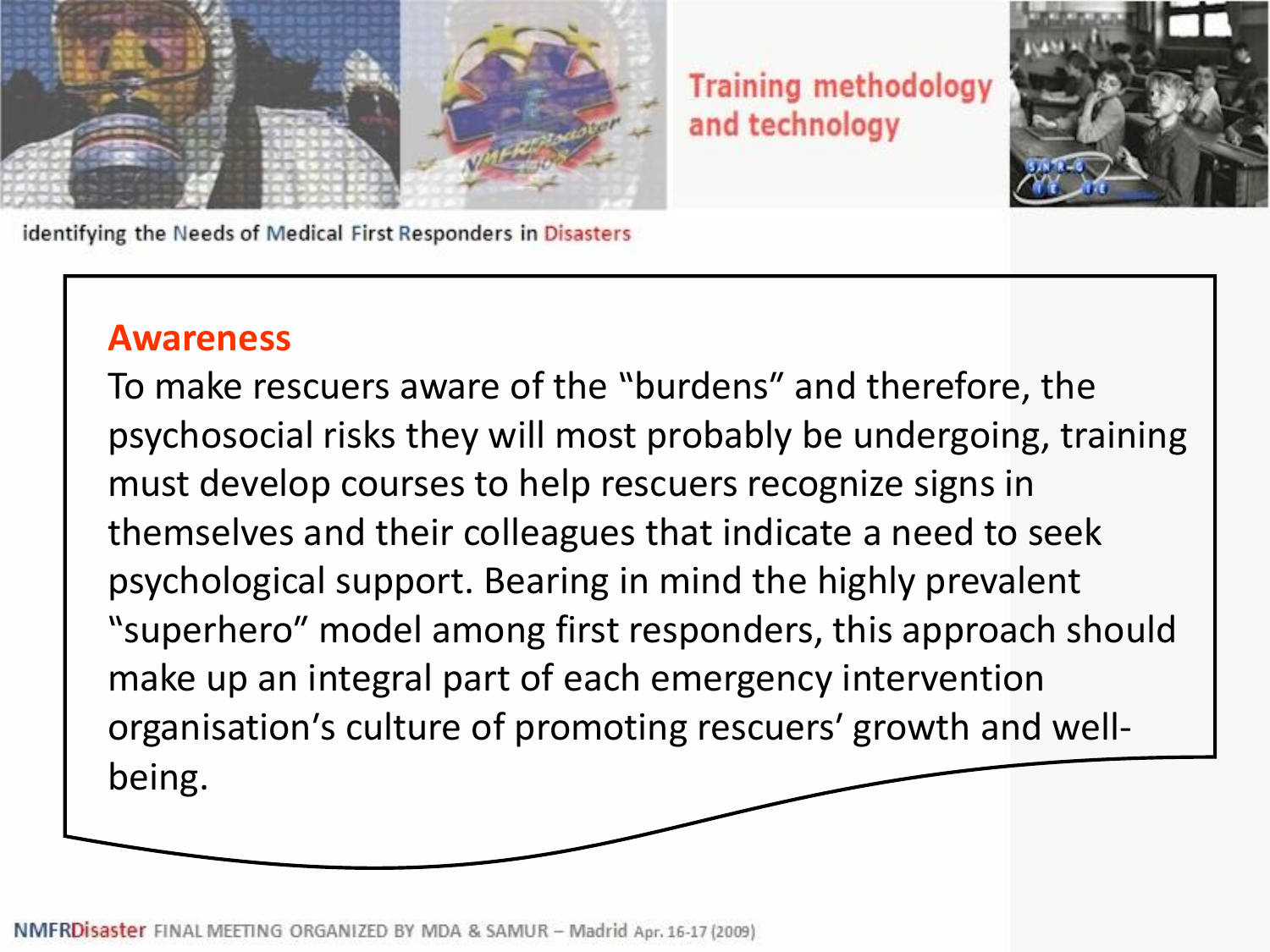# Training methodology and technology

## Awareness

To make rescuers aware of the "burdens" and therefore, the psychosocial risks they will most probably be undergoing, training must develop courses to help rescuers recognize signs in themselves and their colleagues that indicate a need to seek psychological support. Bearing in mind the highly prevalent "superhero" model among first responders, this approach should make up an integral part of each emergency intervention organisation's culture of promoting rescuers' growth and well-being.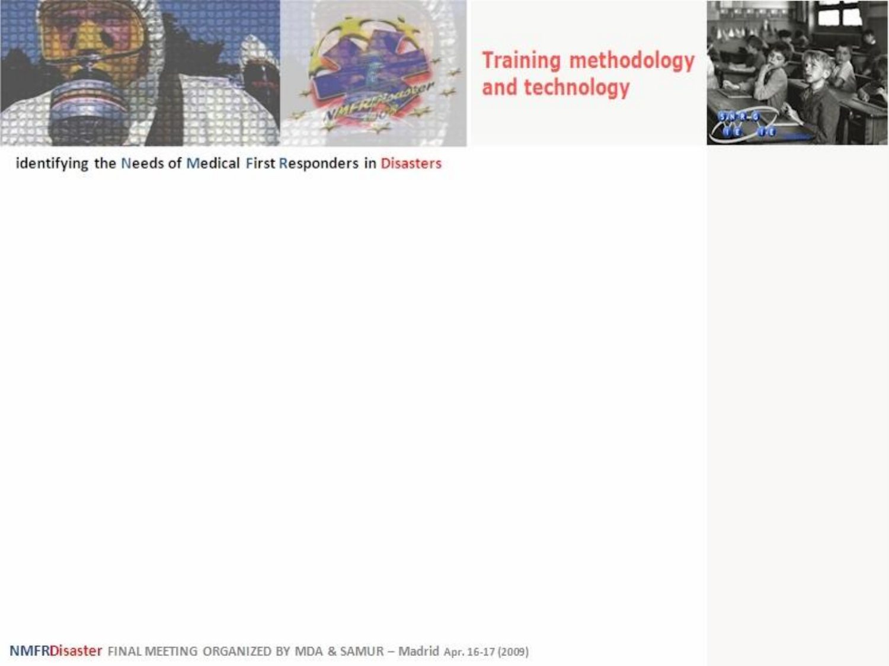# Training methodology and technology

identifying the Needs of Medical First Responders in Disasters

NMFRDisaster FINAL MEETING ORGANIZED BY MDA & SAMUR – Madrid Apr. 16-17 (2009)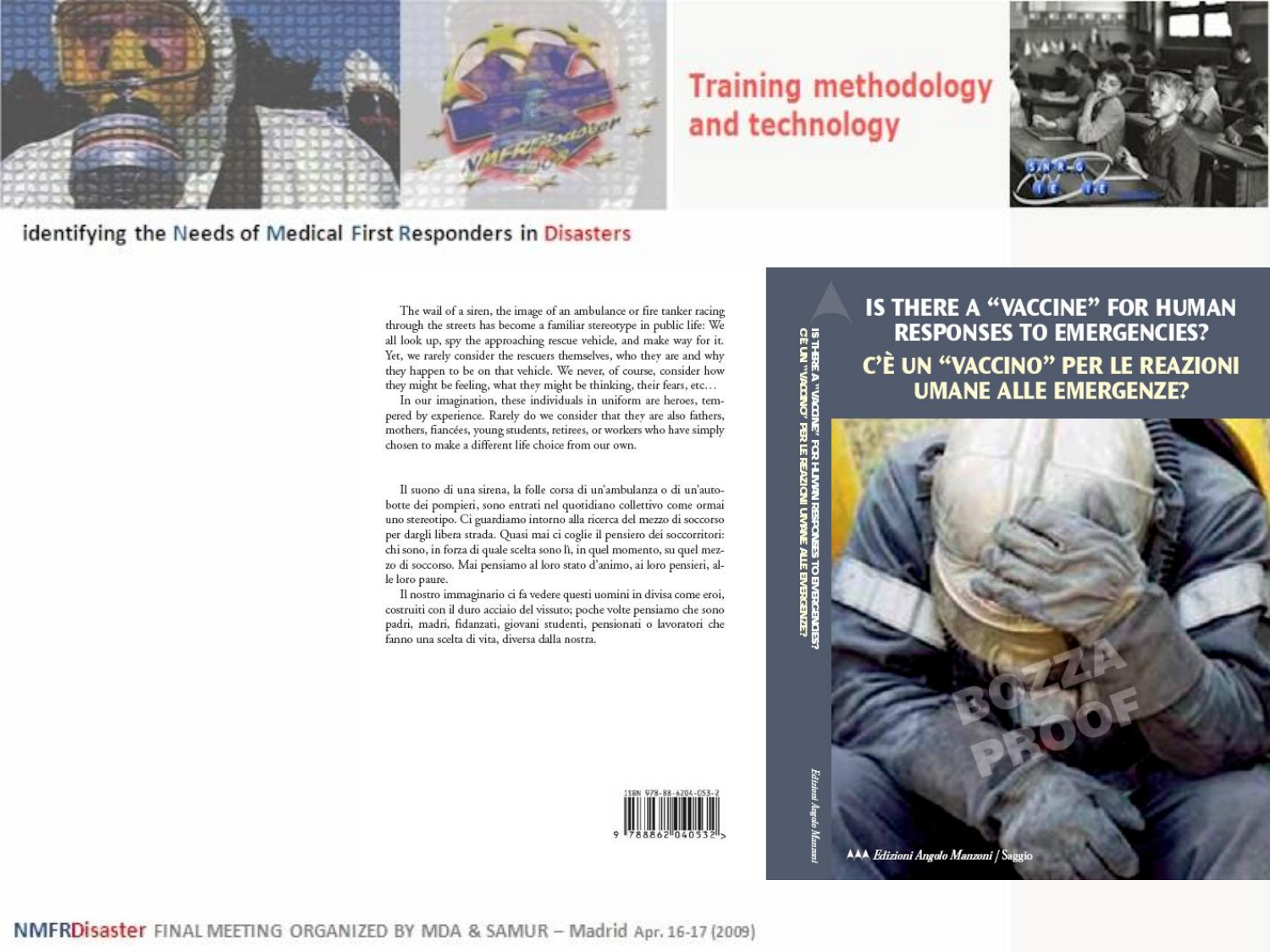# Training methodology and technology

identifying the Needs of Medical First Responders in Disasters

The wail of a siren, the image of an ambulance or fire tanker racing through the streets has become a familiar stereotype in public life: We all look up, spy the approaching rescue vehicle, and make way for it. Yet, we rarely consider the rescuers themselves, who they are and why they happen to be on that vehicle. We never, of course, consider how they might be feeling, what they might be thinking, their fears, etc…

In our imagination, these individuals in uniform are heroes, tempered by experience. Rarely do we consider that they are also fathers, mothers, fiancées, young students, retirees, or workers who have simply chosen to make a different life choice from our own.

Il suono di una sirena, la folle corsa di un'ambulanza o di un'autobotte dei pompieri, sono entrati nel quotidiano collettivo come ormai uno stereotipo. Ci guardiamo intorno alla ricerca del mezzo di soccorso per dargli libera strada. Quasi mai ci coglie il pensiero dei soccorritori: chi sono, in forza di quale scelta sono lì, in quel momento, su quel mezzo di soccorso. Mai pensiamo al loro stato d'animo, ai loro pensieri, alle loro paure.

Il nostro immaginario ci fa vedere questi uomini in divisa come eroi, costruiti con il duro acciaio del vissuto; poche volte pensiamo che sono padri, madri, fidanzati, giovani studenti, pensionati o lavoratori che fanno una scelta di vita, diversa dalla nostra.

ISBN 978-88-6204-053-2

IS THERE A "VACCINE" FOR HUMAN RESPONSES TO EMERGENCIES? C'È UN "VACCINO" PER LE REAZIONI UMANE ALLE EMERGENZE?

Edizioni Angelo Manzoni

## IS THERE A "VACCINE" FOR HUMAN RESPONSES TO EMERGENCIES?

## C'È UN "VACCINO" PER LE REAZIONI UMANE ALLE EMERGENZE?

BOZZA PROOF

Edizioni Angelo Manzoni / Saggio

NMFRDisaster FINAL MEETING ORGANIZED BY MDA & SAMUR – Madrid Apr. 16-17 (2009)